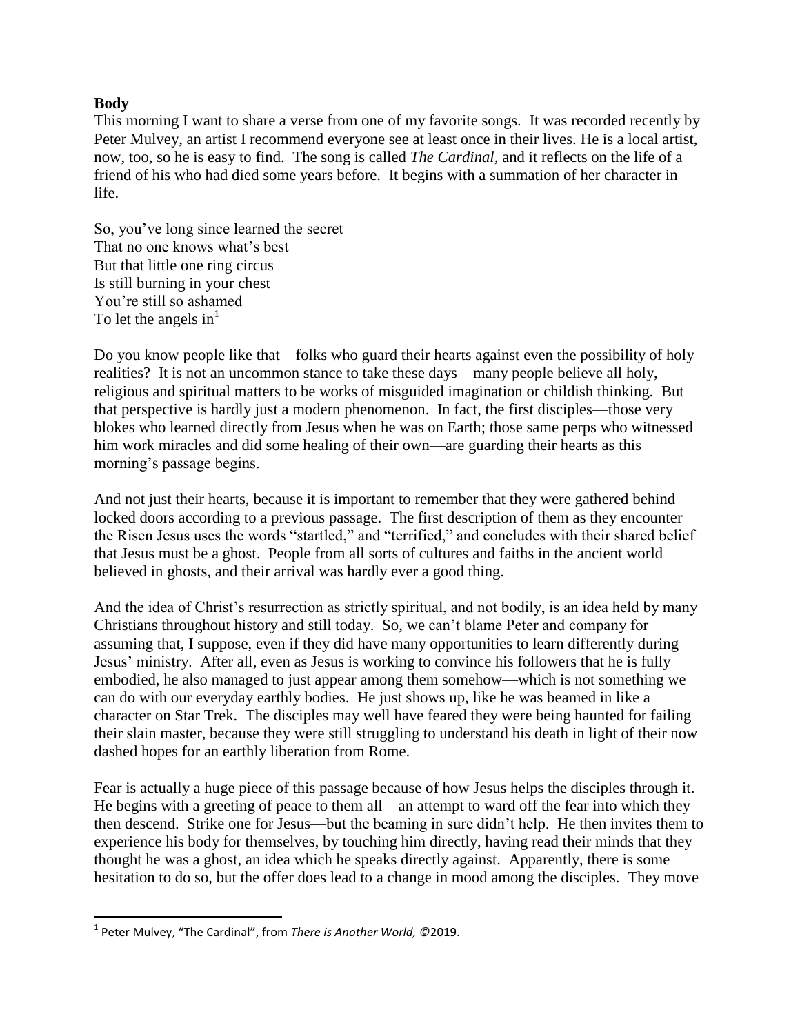**Body**

This morning I want to share a verse from one of my favorite songs. It was recorded recently by Peter Mulvey, an artist I recommend everyone see at least once in their lives. He is a local artist, now, too, so he is easy to find. The song is called *The Cardinal*, and it reflects on the life of a friend of his who had died some years before. It begins with a summation of her character in life.

So, you've long since learned the secret
That no one knows what's best
But that little one ring circus
Is still burning in your chest
You're still so ashamed
To let the angels in[1]

Do you know people like that—folks who guard their hearts against even the possibility of holy realities? It is not an uncommon stance to take these days—many people believe all holy, religious and spiritual matters to be works of misguided imagination or childish thinking. But that perspective is hardly just a modern phenomenon. In fact, the first disciples—those very blokes who learned directly from Jesus when he was on Earth; those same perps who witnessed him work miracles and did some healing of their own—are guarding their hearts as this morning's passage begins.

And not just their hearts, because it is important to remember that they were gathered behind locked doors according to a previous passage. The first description of them as they encounter the Risen Jesus uses the words "startled," and "terrified," and concludes with their shared belief that Jesus must be a ghost. People from all sorts of cultures and faiths in the ancient world believed in ghosts, and their arrival was hardly ever a good thing.

And the idea of Christ's resurrection as strictly spiritual, and not bodily, is an idea held by many Christians throughout history and still today. So, we can't blame Peter and company for assuming that, I suppose, even if they did have many opportunities to learn differently during Jesus' ministry. After all, even as Jesus is working to convince his followers that he is fully embodied, he also managed to just appear among them somehow—which is not something we can do with our everyday earthly bodies. He just shows up, like he was beamed in like a character on Star Trek. The disciples may well have feared they were being haunted for failing their slain master, because they were still struggling to understand his death in light of their now dashed hopes for an earthly liberation from Rome.

Fear is actually a huge piece of this passage because of how Jesus helps the disciples through it. He begins with a greeting of peace to them all—an attempt to ward off the fear into which they then descend. Strike one for Jesus—but the beaming in sure didn't help. He then invites them to experience his body for themselves, by touching him directly, having read their minds that they thought he was a ghost, an idea which he speaks directly against. Apparently, there is some hesitation to do so, but the offer does lead to a change in mood among the disciples. They move

---

[1] Peter Mulvey, "The Cardinal", from *There is Another World,* ©2019.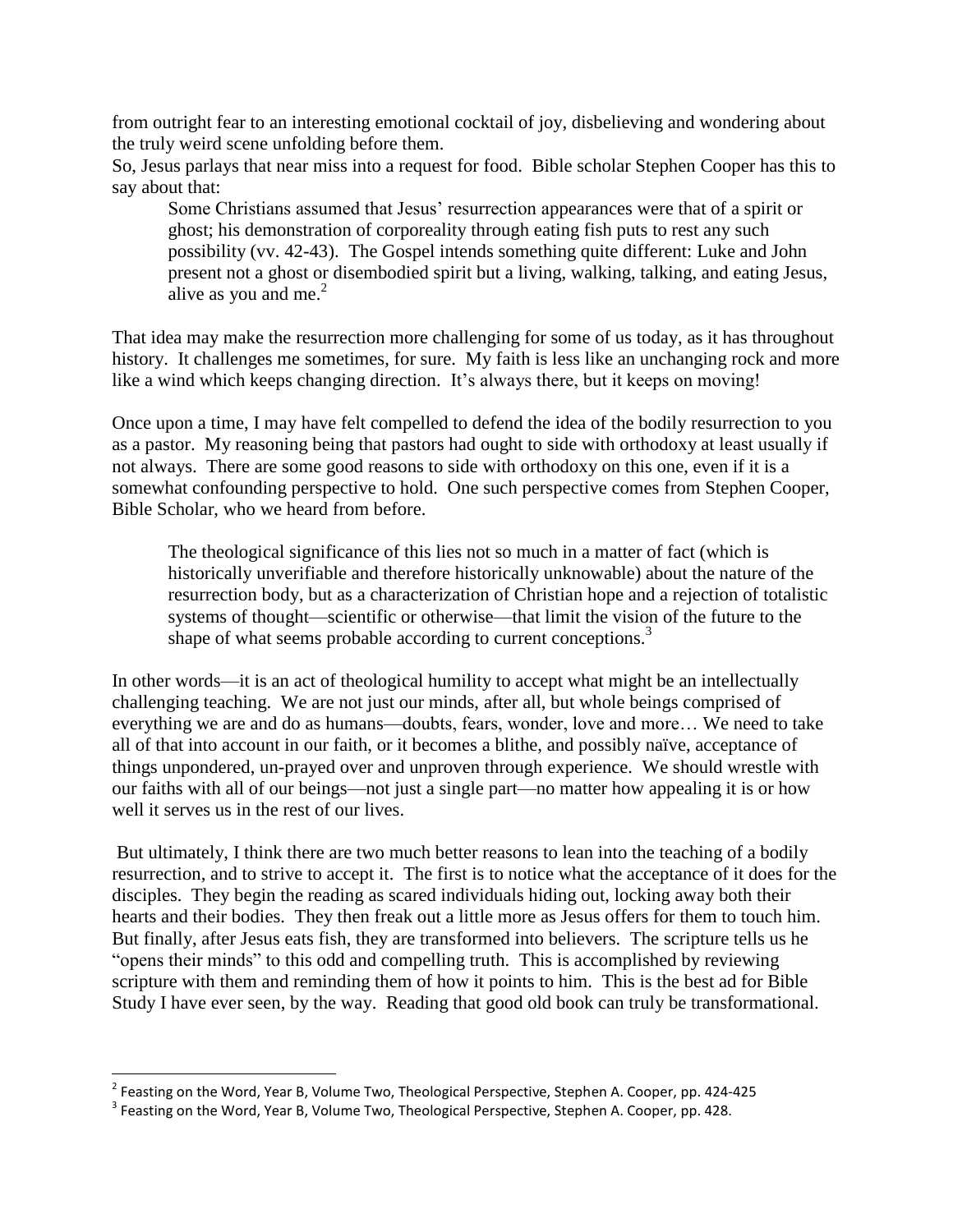from outright fear to an interesting emotional cocktail of joy, disbelieving and wondering about the truly weird scene unfolding before them.

So, Jesus parlays that near miss into a request for food. Bible scholar Stephen Cooper has this to say about that:

> Some Christians assumed that Jesus' resurrection appearances were that of a spirit or ghost; his demonstration of corporeality through eating fish puts to rest any such possibility (vv. 42-43). The Gospel intends something quite different: Luke and John present not a ghost or disembodied spirit but a living, walking, talking, and eating Jesus, alive as you and me.[2]

That idea may make the resurrection more challenging for some of us today, as it has throughout history. It challenges me sometimes, for sure. My faith is less like an unchanging rock and more like a wind which keeps changing direction. It's always there, but it keeps on moving!

Once upon a time, I may have felt compelled to defend the idea of the bodily resurrection to you as a pastor. My reasoning being that pastors had ought to side with orthodoxy at least usually if not always. There are some good reasons to side with orthodoxy on this one, even if it is a somewhat confounding perspective to hold. One such perspective comes from Stephen Cooper, Bible Scholar, who we heard from before.

> The theological significance of this lies not so much in a matter of fact (which is historically unverifiable and therefore historically unknowable) about the nature of the resurrection body, but as a characterization of Christian hope and a rejection of totalistic systems of thought—scientific or otherwise—that limit the vision of the future to the shape of what seems probable according to current conceptions.[3]

In other words—it is an act of theological humility to accept what might be an intellectually challenging teaching. We are not just our minds, after all, but whole beings comprised of everything we are and do as humans—doubts, fears, wonder, love and more… We need to take all of that into account in our faith, or it becomes a blithe, and possibly naïve, acceptance of things unpondered, un-prayed over and unproven through experience. We should wrestle with our faiths with all of our beings—not just a single part—no matter how appealing it is or how well it serves us in the rest of our lives.

But ultimately, I think there are two much better reasons to lean into the teaching of a bodily resurrection, and to strive to accept it. The first is to notice what the acceptance of it does for the disciples. They begin the reading as scared individuals hiding out, locking away both their hearts and their bodies. They then freak out a little more as Jesus offers for them to touch him. But finally, after Jesus eats fish, they are transformed into believers. The scripture tells us he "opens their minds" to this odd and compelling truth. This is accomplished by reviewing scripture with them and reminding them of how it points to him. This is the best ad for Bible Study I have ever seen, by the way. Reading that good old book can truly be transformational.

---

[2] Feasting on the Word, Year B, Volume Two, Theological Perspective, Stephen A. Cooper, pp. 424-425

[3] Feasting on the Word, Year B, Volume Two, Theological Perspective, Stephen A. Cooper, pp. 428.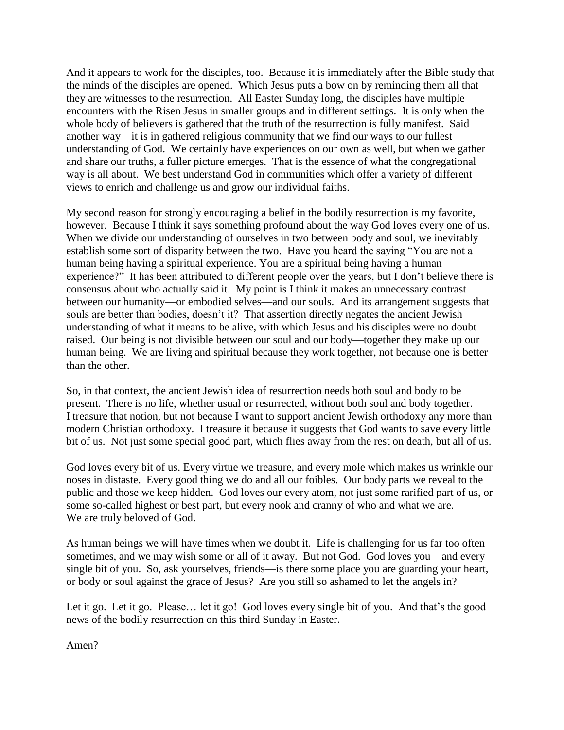And it appears to work for the disciples, too. Because it is immediately after the Bible study that the minds of the disciples are opened. Which Jesus puts a bow on by reminding them all that they are witnesses to the resurrection. All Easter Sunday long, the disciples have multiple encounters with the Risen Jesus in smaller groups and in different settings. It is only when the whole body of believers is gathered that the truth of the resurrection is fully manifest. Said another way—it is in gathered religious community that we find our ways to our fullest understanding of God. We certainly have experiences on our own as well, but when we gather and share our truths, a fuller picture emerges. That is the essence of what the congregational way is all about. We best understand God in communities which offer a variety of different views to enrich and challenge us and grow our individual faiths.

My second reason for strongly encouraging a belief in the bodily resurrection is my favorite, however. Because I think it says something profound about the way God loves every one of us. When we divide our understanding of ourselves in two between body and soul, we inevitably establish some sort of disparity between the two. Have you heard the saying "You are not a human being having a spiritual experience. You are a spiritual being having a human experience?" It has been attributed to different people over the years, but I don't believe there is consensus about who actually said it. My point is I think it makes an unnecessary contrast between our humanity—or embodied selves—and our souls. And its arrangement suggests that souls are better than bodies, doesn't it? That assertion directly negates the ancient Jewish understanding of what it means to be alive, with which Jesus and his disciples were no doubt raised. Our being is not divisible between our soul and our body—together they make up our human being. We are living and spiritual because they work together, not because one is better than the other.

So, in that context, the ancient Jewish idea of resurrection needs both soul and body to be present. There is no life, whether usual or resurrected, without both soul and body together. I treasure that notion, but not because I want to support ancient Jewish orthodoxy any more than modern Christian orthodoxy. I treasure it because it suggests that God wants to save every little bit of us. Not just some special good part, which flies away from the rest on death, but all of us.

God loves every bit of us. Every virtue we treasure, and every mole which makes us wrinkle our noses in distaste. Every good thing we do and all our foibles. Our body parts we reveal to the public and those we keep hidden. God loves our every atom, not just some rarified part of us, or some so-called highest or best part, but every nook and cranny of who and what we are. We are truly beloved of God.

As human beings we will have times when we doubt it. Life is challenging for us far too often sometimes, and we may wish some or all of it away. But not God. God loves you—and every single bit of you. So, ask yourselves, friends—is there some place you are guarding your heart, or body or soul against the grace of Jesus? Are you still so ashamed to let the angels in?

Let it go. Let it go. Please… let it go! God loves every single bit of you. And that's the good news of the bodily resurrection on this third Sunday in Easter.

Amen?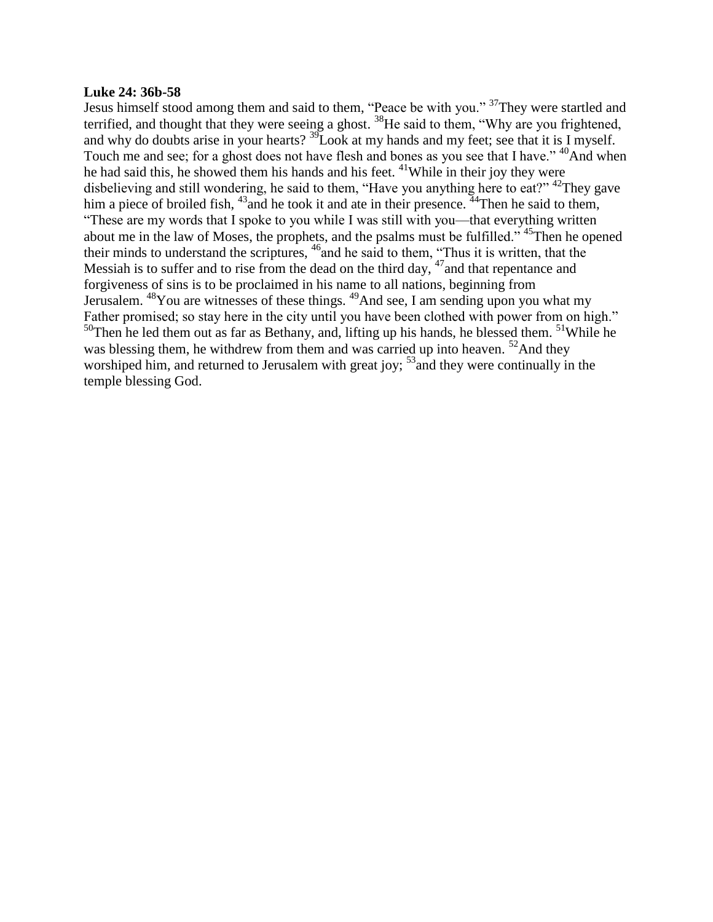**Luke 24: 36b-58**

Jesus himself stood among them and said to them, "Peace be with you." [37]They were startled and terrified, and thought that they were seeing a ghost. [38]He said to them, "Why are you frightened, and why do doubts arise in your hearts? [39]Look at my hands and my feet; see that it is I myself. Touch me and see; for a ghost does not have flesh and bones as you see that I have." [40]And when he had said this, he showed them his hands and his feet. [41]While in their joy they were disbelieving and still wondering, he said to them, "Have you anything here to eat?" [42]They gave him a piece of broiled fish, [43]and he took it and ate in their presence. [44]Then he said to them, "These are my words that I spoke to you while I was still with you—that everything written about me in the law of Moses, the prophets, and the psalms must be fulfilled." [45]Then he opened their minds to understand the scriptures, [46]and he said to them, "Thus it is written, that the Messiah is to suffer and to rise from the dead on the third day, [47]and that repentance and forgiveness of sins is to be proclaimed in his name to all nations, beginning from Jerusalem. [48]You are witnesses of these things. [49]And see, I am sending upon you what my Father promised; so stay here in the city until you have been clothed with power from on high." [50]Then he led them out as far as Bethany, and, lifting up his hands, he blessed them. [51]While he was blessing them, he withdrew from them and was carried up into heaven. [52]And they worshiped him, and returned to Jerusalem with great joy; [53]and they were continually in the temple blessing God.